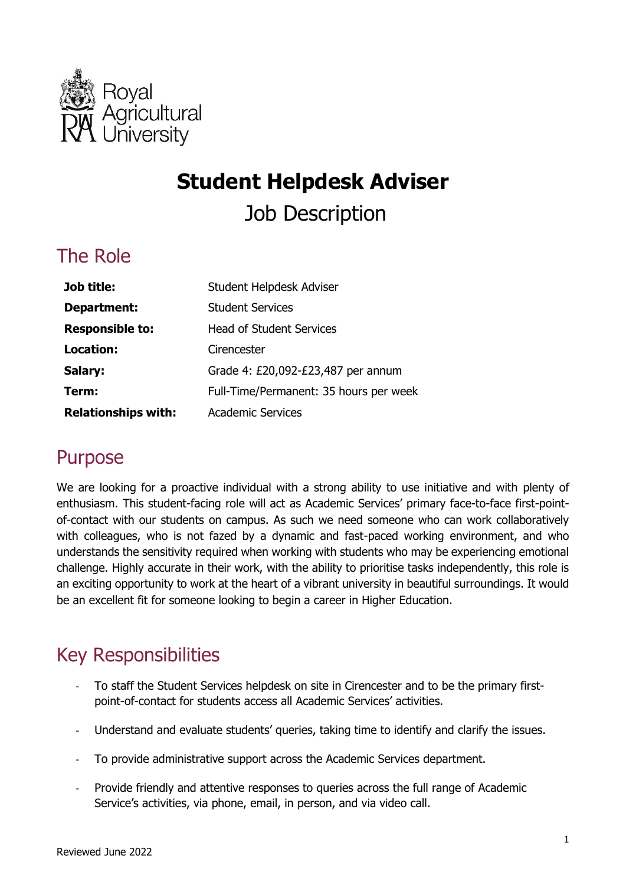Royal Agricultural University

# Student Helpdesk Adviser

Job Description

## The Role

| | |
|---|---|
| **Job title:** | Student Helpdesk Adviser |
| **Department:** | Student Services |
| **Responsible to:** | Head of Student Services |
| **Location:** | Cirencester |
| **Salary:** | Grade 4: £20,092-£23,487 per annum |
| **Term:** | Full-Time/Permanent: 35 hours per week |
| **Relationships with:** | Academic Services |

## Purpose

We are looking for a proactive individual with a strong ability to use initiative and with plenty of enthusiasm. This student-facing role will act as Academic Services' primary face-to-face first-point-of-contact with our students on campus. As such we need someone who can work collaboratively with colleagues, who is not fazed by a dynamic and fast-paced working environment, and who understands the sensitivity required when working with students who may be experiencing emotional challenge. Highly accurate in their work, with the ability to prioritise tasks independently, this role is an exciting opportunity to work at the heart of a vibrant university in beautiful surroundings. It would be an excellent fit for someone looking to begin a career in Higher Education.

## Key Responsibilities

- To staff the Student Services helpdesk on site in Cirencester and to be the primary first-point-of-contact for students access all Academic Services' activities.
- Understand and evaluate students' queries, taking time to identify and clarify the issues.
- To provide administrative support across the Academic Services department.
- Provide friendly and attentive responses to queries across the full range of Academic Service's activities, via phone, email, in person, and via video call.

Reviewed June 2022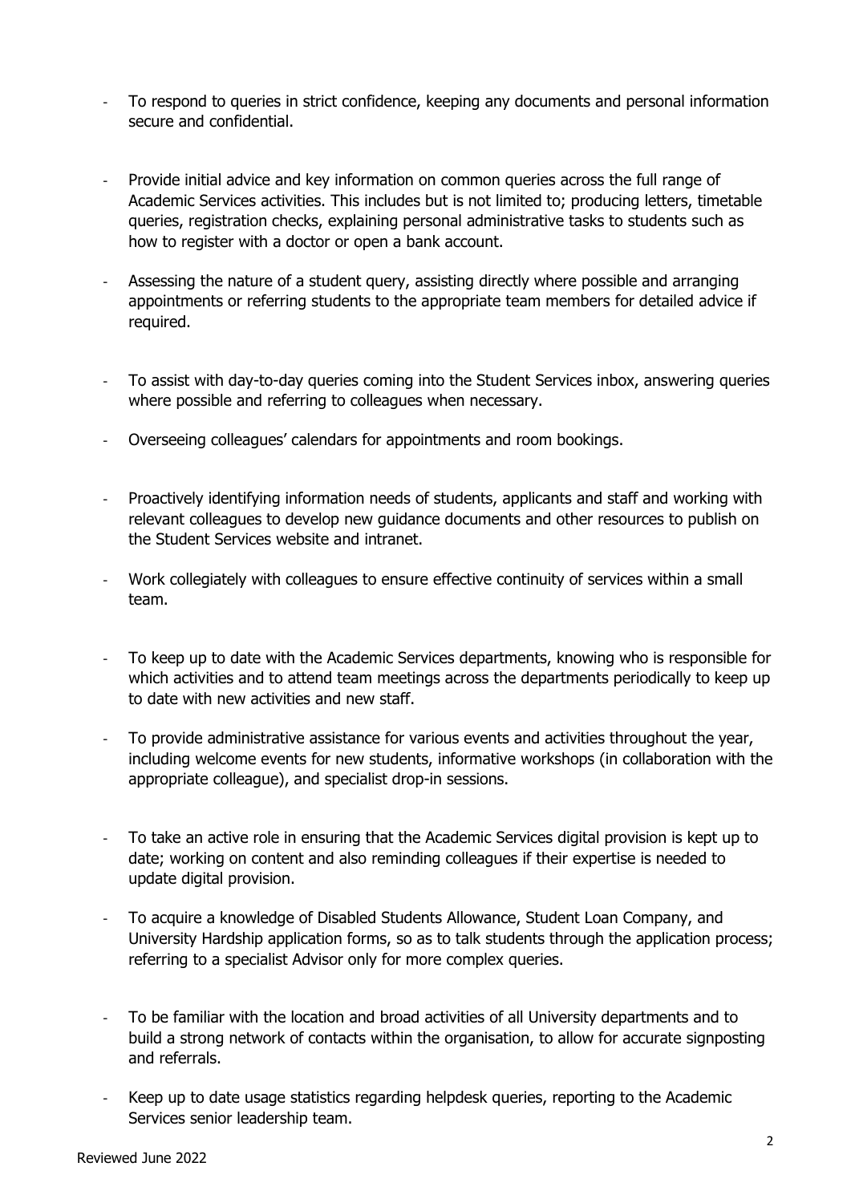- To respond to queries in strict confidence, keeping any documents and personal information secure and confidential.
- Provide initial advice and key information on common queries across the full range of Academic Services activities. This includes but is not limited to; producing letters, timetable queries, registration checks, explaining personal administrative tasks to students such as how to register with a doctor or open a bank account.
- Assessing the nature of a student query, assisting directly where possible and arranging appointments or referring students to the appropriate team members for detailed advice if required.
- To assist with day-to-day queries coming into the Student Services inbox, answering queries where possible and referring to colleagues when necessary.
- Overseeing colleagues' calendars for appointments and room bookings.
- Proactively identifying information needs of students, applicants and staff and working with relevant colleagues to develop new guidance documents and other resources to publish on the Student Services website and intranet.
- Work collegiately with colleagues to ensure effective continuity of services within a small team.
- To keep up to date with the Academic Services departments, knowing who is responsible for which activities and to attend team meetings across the departments periodically to keep up to date with new activities and new staff.
- To provide administrative assistance for various events and activities throughout the year, including welcome events for new students, informative workshops (in collaboration with the appropriate colleague), and specialist drop-in sessions.
- To take an active role in ensuring that the Academic Services digital provision is kept up to date; working on content and also reminding colleagues if their expertise is needed to update digital provision.
- To acquire a knowledge of Disabled Students Allowance, Student Loan Company, and University Hardship application forms, so as to talk students through the application process; referring to a specialist Advisor only for more complex queries.
- To be familiar with the location and broad activities of all University departments and to build a strong network of contacts within the organisation, to allow for accurate signposting and referrals.
- Keep up to date usage statistics regarding helpdesk queries, reporting to the Academic Services senior leadership team.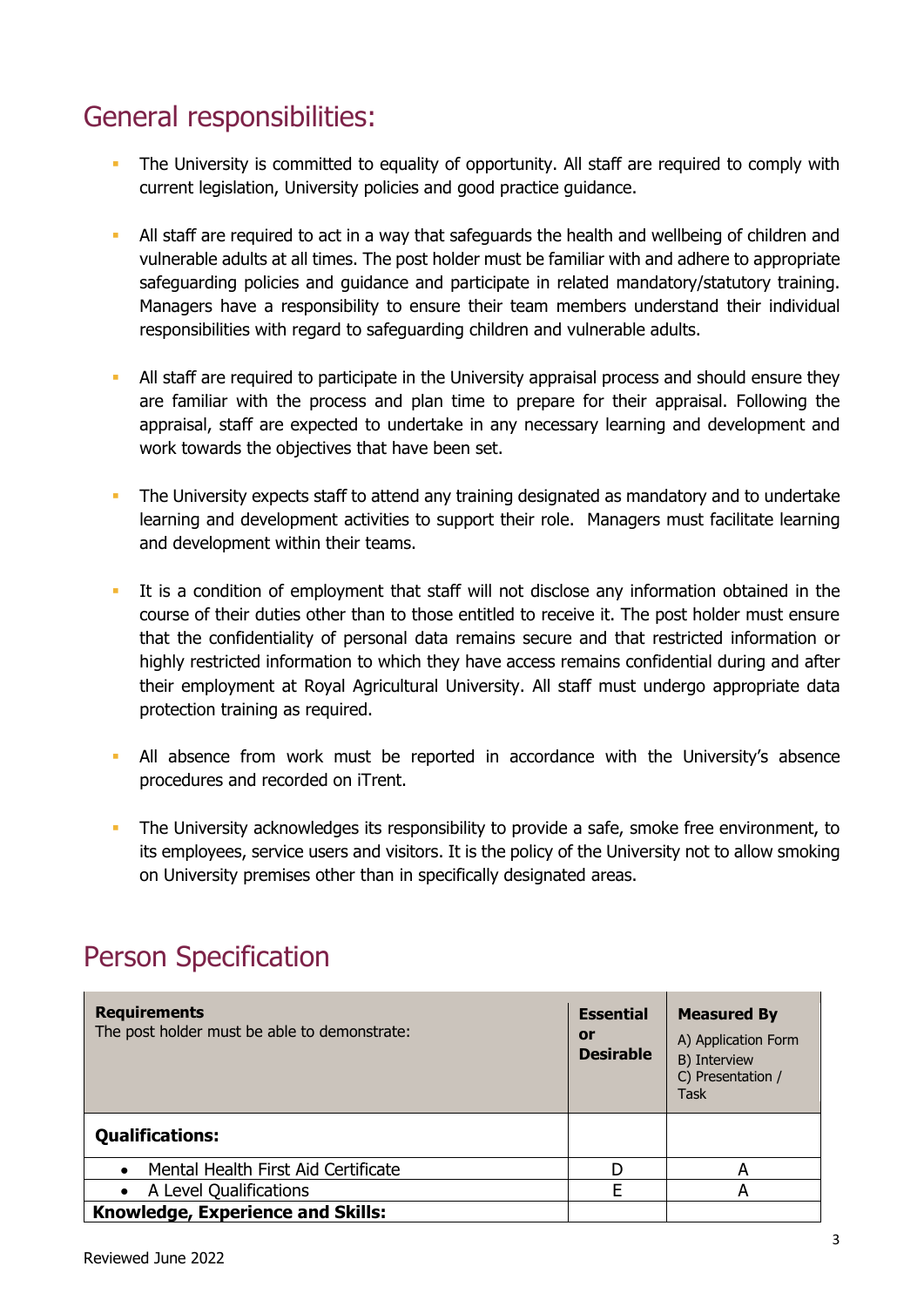## General responsibilities:

- The University is committed to equality of opportunity. All staff are required to comply with current legislation, University policies and good practice guidance.
- All staff are required to act in a way that safeguards the health and wellbeing of children and vulnerable adults at all times. The post holder must be familiar with and adhere to appropriate safeguarding policies and guidance and participate in related mandatory/statutory training. Managers have a responsibility to ensure their team members understand their individual responsibilities with regard to safeguarding children and vulnerable adults.
- All staff are required to participate in the University appraisal process and should ensure they are familiar with the process and plan time to prepare for their appraisal. Following the appraisal, staff are expected to undertake in any necessary learning and development and work towards the objectives that have been set.
- The University expects staff to attend any training designated as mandatory and to undertake learning and development activities to support their role. Managers must facilitate learning and development within their teams.
- It is a condition of employment that staff will not disclose any information obtained in the course of their duties other than to those entitled to receive it. The post holder must ensure that the confidentiality of personal data remains secure and that restricted information or highly restricted information to which they have access remains confidential during and after their employment at Royal Agricultural University. All staff must undergo appropriate data protection training as required.
- All absence from work must be reported in accordance with the University's absence procedures and recorded on iTrent.
- The University acknowledges its responsibility to provide a safe, smoke free environment, to its employees, service users and visitors. It is the policy of the University not to allow smoking on University premises other than in specifically designated areas.

## Person Specification

| **Requirements**<br>The post holder must be able to demonstrate: | **Essential or Desirable** | **Measured By**<br>A) Application Form<br>B) Interview<br>C) Presentation / Task |
|---|---|---|
| **Qualifications:** | | |
| • Mental Health First Aid Certificate | D | A |
| • A Level Qualifications | E | A |
| **Knowledge, Experience and Skills:** | | |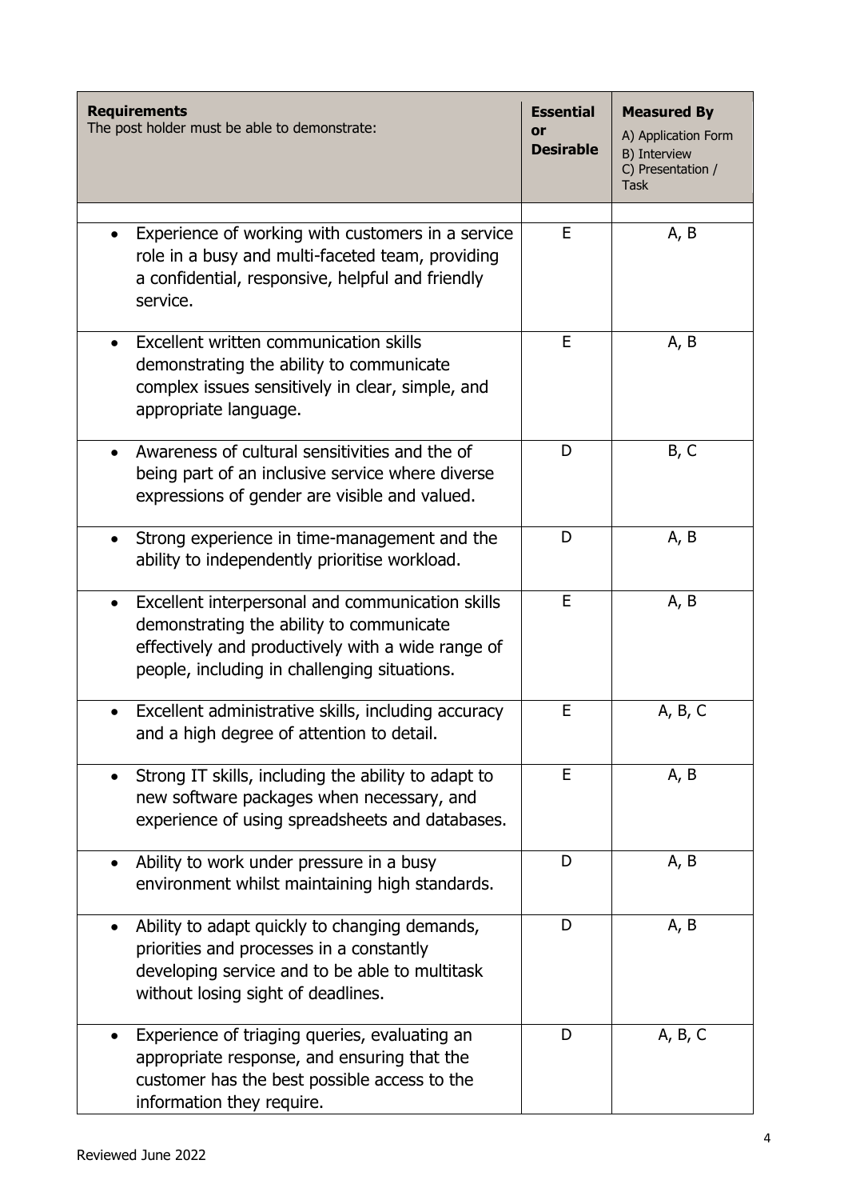| **Requirements**<br>The post holder must be able to demonstrate: | **Essential or Desirable** | **Measured By**<br>A) Application Form<br>B) Interview<br>C) Presentation / Task |
|---|---|---|
| | | |
| • Experience of working with customers in a service role in a busy and multi-faceted team, providing a confidential, responsive, helpful and friendly service. | E | A, B |
| • Excellent written communication skills demonstrating the ability to communicate complex issues sensitively in clear, simple, and appropriate language. | E | A, B |
| • Awareness of cultural sensitivities and the of being part of an inclusive service where diverse expressions of gender are visible and valued. | D | B, C |
| • Strong experience in time-management and the ability to independently prioritise workload. | D | A, B |
| • Excellent interpersonal and communication skills demonstrating the ability to communicate effectively and productively with a wide range of people, including in challenging situations. | E | A, B |
| • Excellent administrative skills, including accuracy and a high degree of attention to detail. | E | A, B, C |
| • Strong IT skills, including the ability to adapt to new software packages when necessary, and experience of using spreadsheets and databases. | E | A, B |
| • Ability to work under pressure in a busy environment whilst maintaining high standards. | D | A, B |
| • Ability to adapt quickly to changing demands, priorities and processes in a constantly developing service and to be able to multitask without losing sight of deadlines. | D | A, B |
| • Experience of triaging queries, evaluating an appropriate response, and ensuring that the customer has the best possible access to the information they require. | D | A, B, C |

Reviewed June 2022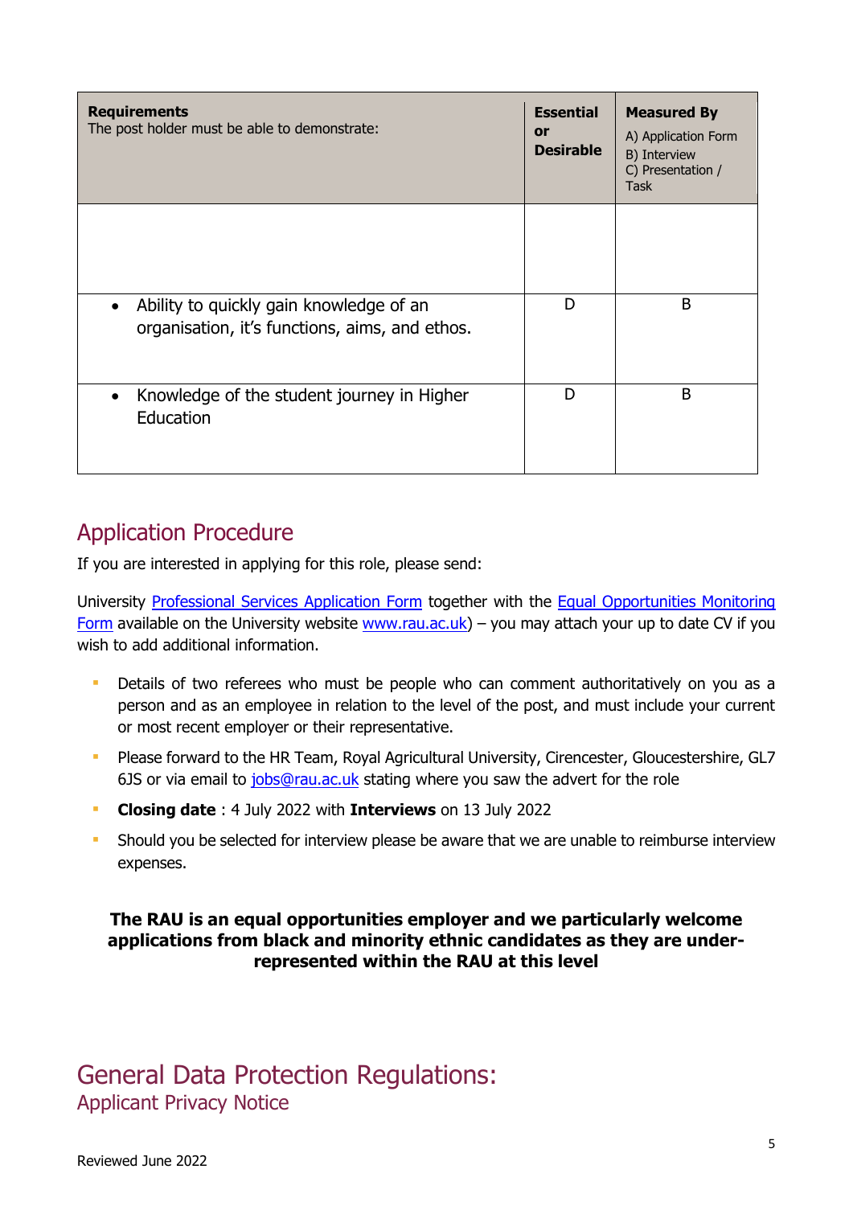| **Requirements**<br>The post holder must be able to demonstrate: | **Essential or Desirable** | **Measured By**<br>A) Application Form<br>B) Interview<br>C) Presentation / Task |
|---|---|---|
| | | |
| • Ability to quickly gain knowledge of an organisation, it's functions, aims, and ethos. | D | B |
| • Knowledge of the student journey in Higher Education | D | B |

## Application Procedure

If you are interested in applying for this role, please send:

University Professional Services Application Form together with the Equal Opportunities Monitoring Form available on the University website www.rau.ac.uk) – you may attach your up to date CV if you wish to add additional information.

- Details of two referees who must be people who can comment authoritatively on you as a person and as an employee in relation to the level of the post, and must include your current or most recent employer or their representative.
- Please forward to the HR Team, Royal Agricultural University, Cirencester, Gloucestershire, GL7 6JS or via email to jobs@rau.ac.uk stating where you saw the advert for the role
- **Closing date** : 4 July 2022 with **Interviews** on 13 July 2022
- Should you be selected for interview please be aware that we are unable to reimburse interview expenses.

**The RAU is an equal opportunities employer and we particularly welcome applications from black and minority ethnic candidates as they are under-represented within the RAU at this level**

## General Data Protection Regulations:

### Applicant Privacy Notice

Reviewed June 2022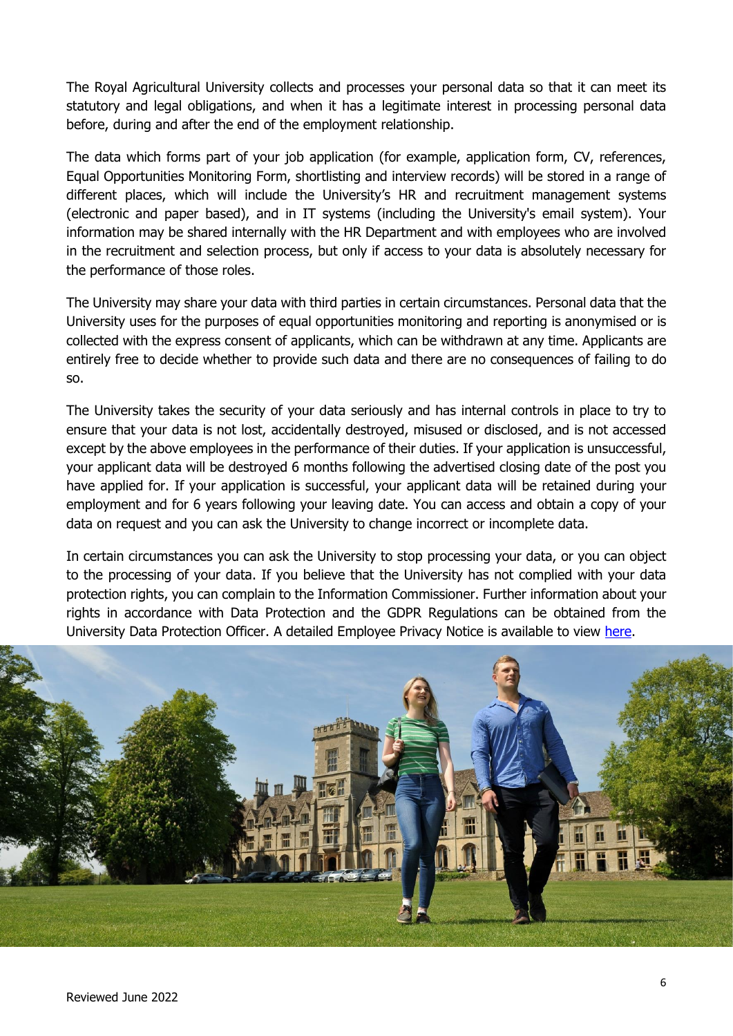The Royal Agricultural University collects and processes your personal data so that it can meet its statutory and legal obligations, and when it has a legitimate interest in processing personal data before, during and after the end of the employment relationship.

The data which forms part of your job application (for example, application form, CV, references, Equal Opportunities Monitoring Form, shortlisting and interview records) will be stored in a range of different places, which will include the University's HR and recruitment management systems (electronic and paper based), and in IT systems (including the University's email system). Your information may be shared internally with the HR Department and with employees who are involved in the recruitment and selection process, but only if access to your data is absolutely necessary for the performance of those roles.

The University may share your data with third parties in certain circumstances. Personal data that the University uses for the purposes of equal opportunities monitoring and reporting is anonymised or is collected with the express consent of applicants, which can be withdrawn at any time. Applicants are entirely free to decide whether to provide such data and there are no consequences of failing to do so.

The University takes the security of your data seriously and has internal controls in place to try to ensure that your data is not lost, accidentally destroyed, misused or disclosed, and is not accessed except by the above employees in the performance of their duties. If your application is unsuccessful, your applicant data will be destroyed 6 months following the advertised closing date of the post you have applied for. If your application is successful, your applicant data will be retained during your employment and for 6 years following your leaving date. You can access and obtain a copy of your data on request and you can ask the University to change incorrect or incomplete data.

In certain circumstances you can ask the University to stop processing your data, or you can object to the processing of your data. If you believe that the University has not complied with your data protection rights, you can complain to the Information Commissioner. Further information about your rights in accordance with Data Protection and the GDPR Regulations can be obtained from the University Data Protection Officer. A detailed Employee Privacy Notice is available to view here.

Reviewed June 2022